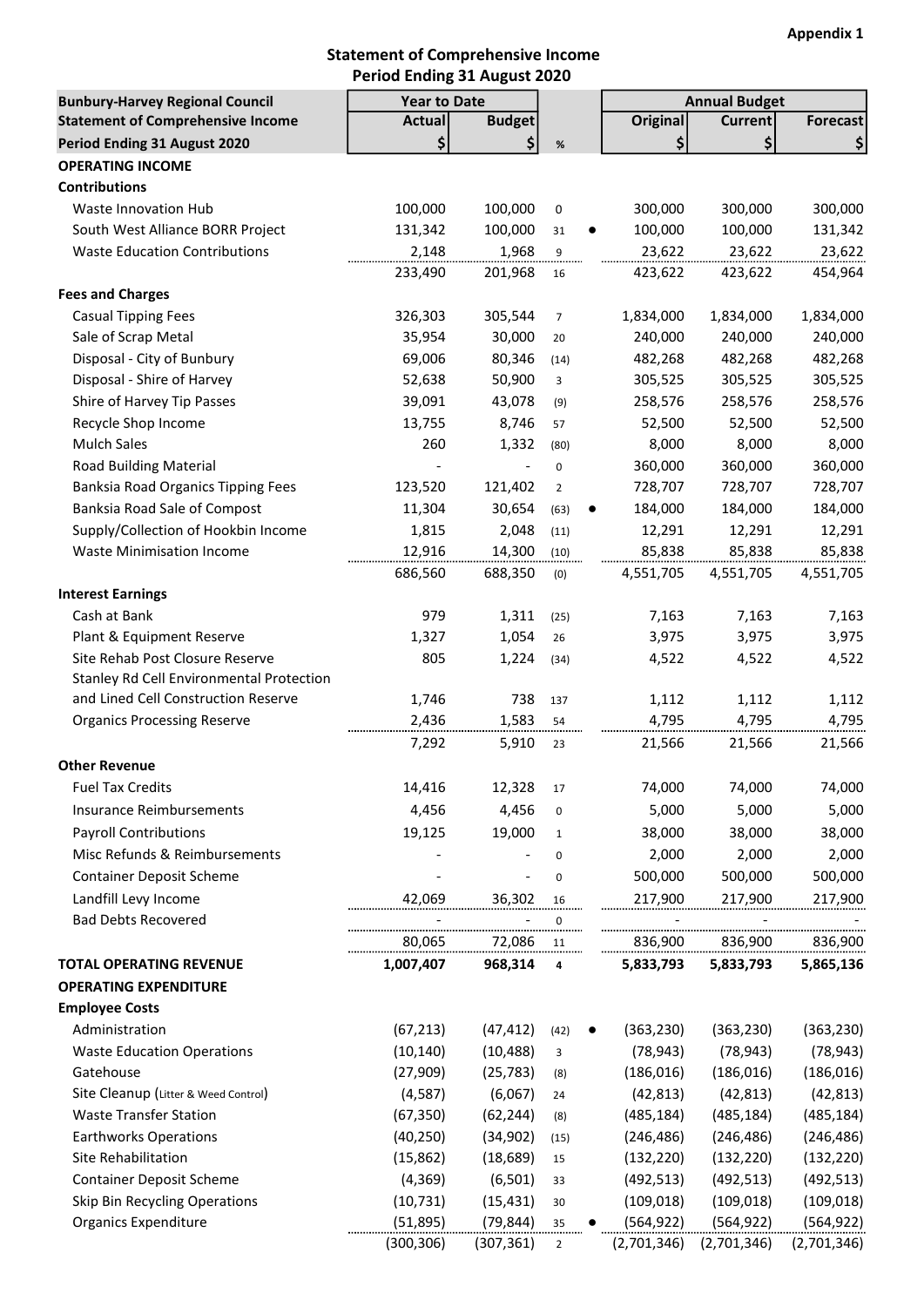**Appendix 1**

## Statement of Comprehensive Income
## Period Ending 31 August 2020

| Bunbury-Harvey Regional Council Statement of Comprehensive Income Period Ending 31 August 2020 | Year to Date | | | | Annual Budget | | |
|---|---|---|---|---|---|---|---|
| | Actual | Budget | | | Original | Current | Forecast |
| | $ | $ | % | | $ | $ | $ |
| **OPERATING INCOME** | | | | | | | |
| **Contributions** | | | | | | | |
| Waste Innovation Hub | 100,000 | 100,000 | 0 | | 300,000 | 300,000 | 300,000 |
| South West Alliance BORR Project | 131,342 | 100,000 | 31 | ● | 100,000 | 100,000 | 131,342 |
| Waste Education Contributions | 2,148 | 1,968 | 9 | | 23,622 | 23,622 | 23,622 |
| | 233,490 | 201,968 | 16 | | 423,622 | 423,622 | 454,964 |
| **Fees and Charges** | | | | | | | |
| Casual Tipping Fees | 326,303 | 305,544 | 7 | | 1,834,000 | 1,834,000 | 1,834,000 |
| Sale of Scrap Metal | 35,954 | 30,000 | 20 | | 240,000 | 240,000 | 240,000 |
| Disposal - City of Bunbury | 69,006 | 80,346 | (14) | | 482,268 | 482,268 | 482,268 |
| Disposal - Shire of Harvey | 52,638 | 50,900 | 3 | | 305,525 | 305,525 | 305,525 |
| Shire of Harvey Tip Passes | 39,091 | 43,078 | (9) | | 258,576 | 258,576 | 258,576 |
| Recycle Shop Income | 13,755 | 8,746 | 57 | | 52,500 | 52,500 | 52,500 |
| Mulch Sales | 260 | 1,332 | (80) | | 8,000 | 8,000 | 8,000 |
| Road Building Material | - | - | 0 | | 360,000 | 360,000 | 360,000 |
| Banksia Road Organics Tipping Fees | 123,520 | 121,402 | 2 | | 728,707 | 728,707 | 728,707 |
| Banksia Road Sale of Compost | 11,304 | 30,654 | (63) | ● | 184,000 | 184,000 | 184,000 |
| Supply/Collection of Hookbin Income | 1,815 | 2,048 | (11) | | 12,291 | 12,291 | 12,291 |
| Waste Minimisation Income | 12,916 | 14,300 | (10) | | 85,838 | 85,838 | 85,838 |
| | 686,560 | 688,350 | (0) | | 4,551,705 | 4,551,705 | 4,551,705 |
| **Interest Earnings** | | | | | | | |
| Cash at Bank | 979 | 1,311 | (25) | | 7,163 | 7,163 | 7,163 |
| Plant & Equipment Reserve | 1,327 | 1,054 | 26 | | 3,975 | 3,975 | 3,975 |
| Site Rehab Post Closure Reserve | 805 | 1,224 | (34) | | 4,522 | 4,522 | 4,522 |
| Stanley Rd Cell Environmental Protection and Lined Cell Construction Reserve | 1,746 | 738 | 137 | | 1,112 | 1,112 | 1,112 |
| Organics Processing Reserve | 2,436 | 1,583 | 54 | | 4,795 | 4,795 | 4,795 |
| | 7,292 | 5,910 | 23 | | 21,566 | 21,566 | 21,566 |
| **Other Revenue** | | | | | | | |
| Fuel Tax Credits | 14,416 | 12,328 | 17 | | 74,000 | 74,000 | 74,000 |
| Insurance Reimbursements | 4,456 | 4,456 | 0 | | 5,000 | 5,000 | 5,000 |
| Payroll Contributions | 19,125 | 19,000 | 1 | | 38,000 | 38,000 | 38,000 |
| Misc Refunds & Reimbursements | - | - | 0 | | 2,000 | 2,000 | 2,000 |
| Container Deposit Scheme | - | - | 0 | | 500,000 | 500,000 | 500,000 |
| Landfill Levy Income | 42,069 | 36,302 | 16 | | 217,900 | 217,900 | 217,900 |
| Bad Debts Recovered | - | - | 0 | | - | - | - |
| | 80,065 | 72,086 | 11 | | 836,900 | 836,900 | 836,900 |
| **TOTAL OPERATING REVENUE** | **1,007,407** | **968,314** | **4** | | **5,833,793** | **5,833,793** | **5,865,136** |
| **OPERATING EXPENDITURE** | | | | | | | |
| **Employee Costs** | | | | | | | |
| Administration | (67,213) | (47,412) | (42) | ● | (363,230) | (363,230) | (363,230) |
| Waste Education Operations | (10,140) | (10,488) | 3 | | (78,943) | (78,943) | (78,943) |
| Gatehouse | (27,909) | (25,783) | (8) | | (186,016) | (186,016) | (186,016) |
| Site Cleanup (Litter & Weed Control) | (4,587) | (6,067) | 24 | | (42,813) | (42,813) | (42,813) |
| Waste Transfer Station | (67,350) | (62,244) | (8) | | (485,184) | (485,184) | (485,184) |
| Earthworks Operations | (40,250) | (34,902) | (15) | | (246,486) | (246,486) | (246,486) |
| Site Rehabilitation | (15,862) | (18,689) | 15 | | (132,220) | (132,220) | (132,220) |
| Container Deposit Scheme | (4,369) | (6,501) | 33 | | (492,513) | (492,513) | (492,513) |
| Skip Bin Recycling Operations | (10,731) | (15,431) | 30 | | (109,018) | (109,018) | (109,018) |
| Organics Expenditure | (51,895) | (79,844) | 35 | ● | (564,922) | (564,922) | (564,922) |
| | (300,306) | (307,361) | 2 | | (2,701,346) | (2,701,346) | (2,701,346) |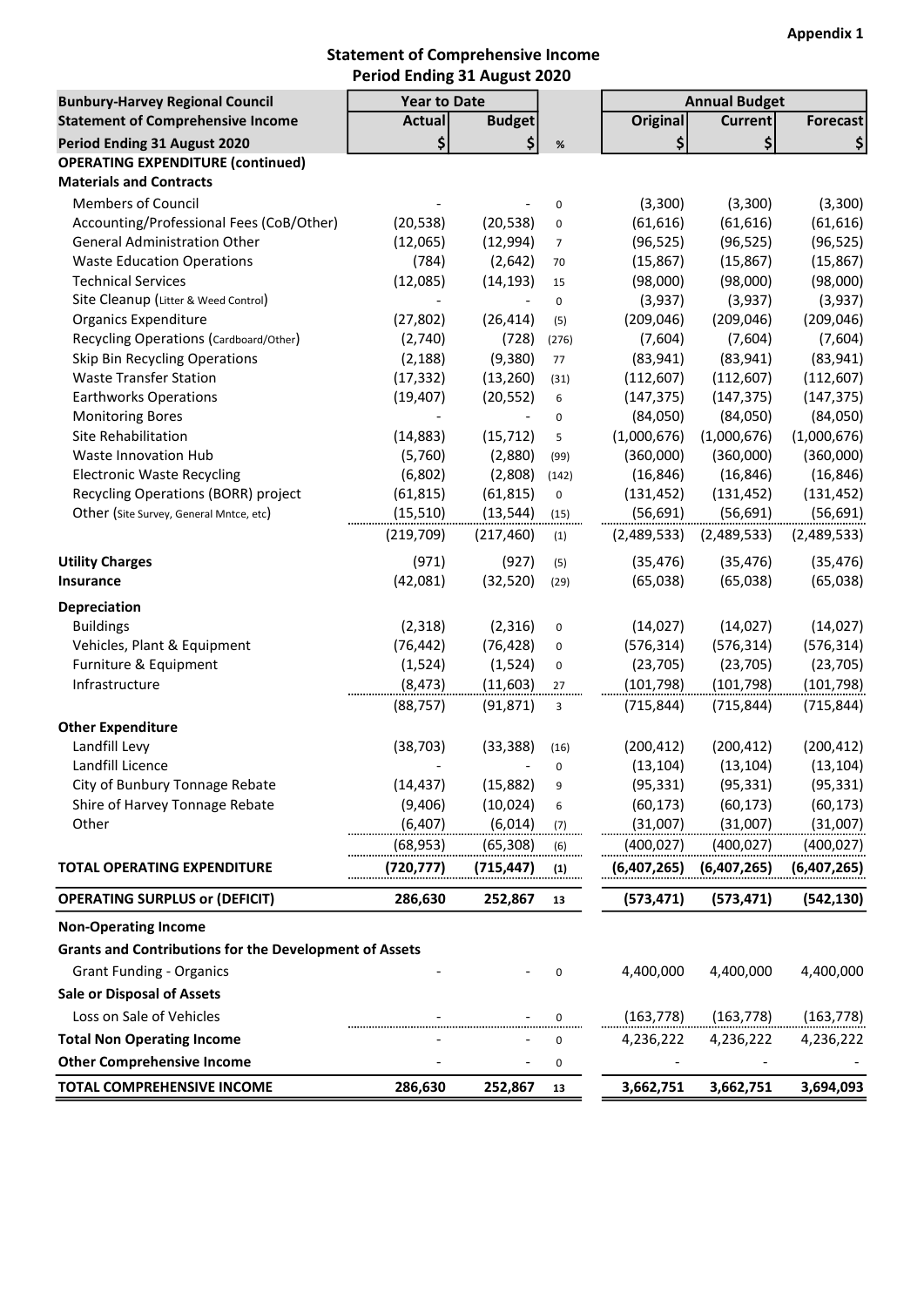**Appendix 1**

## Statement of Comprehensive Income
## Period Ending 31 August 2020

| Bunbury-Harvey Regional Council | Year to Date | | | Annual Budget | | |
|---|---|---|---|---|---|---|
| **Statement of Comprehensive Income** | **Actual** | **Budget** | | **Original** | **Current** | **Forecast** |
| **Period Ending 31 August 2020** | **$** | **$** | **%** | **$** | **$** | **$** |
| **OPERATING EXPENDITURE (continued)** | | | | | | |
| **Materials and Contracts** | | | | | | |
| Members of Council | - | - | 0 | (3,300) | (3,300) | (3,300) |
| Accounting/Professional Fees (CoB/Other) | (20,538) | (20,538) | 0 | (61,616) | (61,616) | (61,616) |
| General Administration Other | (12,065) | (12,994) | 7 | (96,525) | (96,525) | (96,525) |
| Waste Education Operations | (784) | (2,642) | 70 | (15,867) | (15,867) | (15,867) |
| Technical Services | (12,085) | (14,193) | 15 | (98,000) | (98,000) | (98,000) |
| Site Cleanup (Litter & Weed Control) | - | - | 0 | (3,937) | (3,937) | (3,937) |
| Organics Expenditure | (27,802) | (26,414) | (5) | (209,046) | (209,046) | (209,046) |
| Recycling Operations (Cardboard/Other) | (2,740) | (728) | (276) | (7,604) | (7,604) | (7,604) |
| Skip Bin Recycling Operations | (2,188) | (9,380) | 77 | (83,941) | (83,941) | (83,941) |
| Waste Transfer Station | (17,332) | (13,260) | (31) | (112,607) | (112,607) | (112,607) |
| Earthworks Operations | (19,407) | (20,552) | 6 | (147,375) | (147,375) | (147,375) |
| Monitoring Bores | - | - | 0 | (84,050) | (84,050) | (84,050) |
| Site Rehabilitation | (14,883) | (15,712) | 5 | (1,000,676) | (1,000,676) | (1,000,676) |
| Waste Innovation Hub | (5,760) | (2,880) | (99) | (360,000) | (360,000) | (360,000) |
| Electronic Waste Recycling | (6,802) | (2,808) | (142) | (16,846) | (16,846) | (16,846) |
| Recycling Operations (BORR) project | (61,815) | (61,815) | 0 | (131,452) | (131,452) | (131,452) |
| Other (Site Survey, General Mntce, etc) | (15,510) | (13,544) | (15) | (56,691) | (56,691) | (56,691) |
| | (219,709) | (217,460) | (1) | (2,489,533) | (2,489,533) | (2,489,533) |
| **Utility Charges** | (971) | (927) | (5) | (35,476) | (35,476) | (35,476) |
| **Insurance** | (42,081) | (32,520) | (29) | (65,038) | (65,038) | (65,038) |
| **Depreciation** | | | | | | |
| Buildings | (2,318) | (2,316) | 0 | (14,027) | (14,027) | (14,027) |
| Vehicles, Plant & Equipment | (76,442) | (76,428) | 0 | (576,314) | (576,314) | (576,314) |
| Furniture & Equipment | (1,524) | (1,524) | 0 | (23,705) | (23,705) | (23,705) |
| Infrastructure | (8,473) | (11,603) | 27 | (101,798) | (101,798) | (101,798) |
| | (88,757) | (91,871) | 3 | (715,844) | (715,844) | (715,844) |
| **Other Expenditure** | | | | | | |
| Landfill Levy | (38,703) | (33,388) | (16) | (200,412) | (200,412) | (200,412) |
| Landfill Licence | - | - | 0 | (13,104) | (13,104) | (13,104) |
| City of Bunbury Tonnage Rebate | (14,437) | (15,882) | 9 | (95,331) | (95,331) | (95,331) |
| Shire of Harvey Tonnage Rebate | (9,406) | (10,024) | 6 | (60,173) | (60,173) | (60,173) |
| Other | (6,407) | (6,014) | (7) | (31,007) | (31,007) | (31,007) |
| | (68,953) | (65,308) | (6) | (400,027) | (400,027) | (400,027) |
| **TOTAL OPERATING EXPENDITURE** | **(720,777)** | **(715,447)** | **(1)** | **(6,407,265)** | **(6,407,265)** | **(6,407,265)** |
| **OPERATING SURPLUS or (DEFICIT)** | **286,630** | **252,867** | **13** | **(573,471)** | **(573,471)** | **(542,130)** |
| **Non-Operating Income** | | | | | | |
| **Grants and Contributions for the Development of Assets** | | | | | | |
| Grant Funding - Organics | - | - | 0 | 4,400,000 | 4,400,000 | 4,400,000 |
| **Sale or Disposal of Assets** | | | | | | |
| Loss on Sale of Vehicles | - | - | 0 | (163,778) | (163,778) | (163,778) |
| **Total Non Operating Income** | - | - | 0 | 4,236,222 | 4,236,222 | 4,236,222 |
| **Other Comprehensive Income** | - | - | 0 | - | - | - |
| **TOTAL COMPREHENSIVE INCOME** | **286,630** | **252,867** | **13** | **3,662,751** | **3,662,751** | **3,694,093** |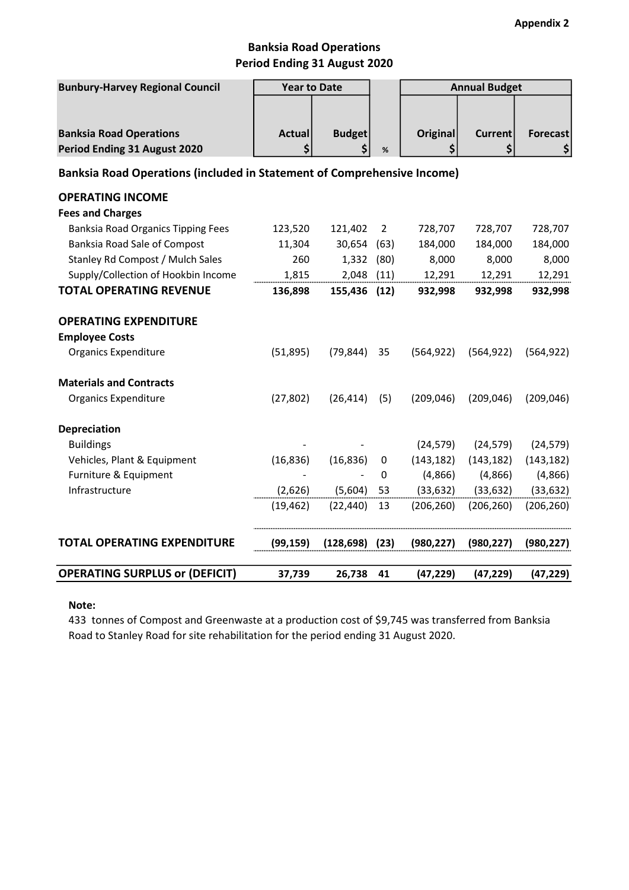Appendix 2

# Banksia Road Operations
## Period Ending 31 August 2020

| Bunbury-Harvey Regional Council | Year to Date | | | Annual Budget | | |
|---|---|---|---|---|---|---|
| **Banksia Road Operations** | **Actual** | **Budget** | | **Original** | **Current** | **Forecast** |
| **Period Ending 31 August 2020** | **$** | **$** | **%** | **$** | **$** | **$** |
| **Banksia Road Operations (included in Statement of Comprehensive Income)** | | | | | | |
| **OPERATING INCOME** | | | | | | |
| **Fees and Charges** | | | | | | |
| Banksia Road Organics Tipping Fees | 123,520 | 121,402 | 2 | 728,707 | 728,707 | 728,707 |
| Banksia Road Sale of Compost | 11,304 | 30,654 | (63) | 184,000 | 184,000 | 184,000 |
| Stanley Rd Compost / Mulch Sales | 260 | 1,332 | (80) | 8,000 | 8,000 | 8,000 |
| Supply/Collection of Hookbin Income | 1,815 | 2,048 | (11) | 12,291 | 12,291 | 12,291 |
| **TOTAL OPERATING REVENUE** | **136,898** | **155,436** | **(12)** | **932,998** | **932,998** | **932,998** |
| **OPERATING EXPENDITURE** | | | | | | |
| **Employee Costs** | | | | | | |
| Organics Expenditure | (51,895) | (79,844) | 35 | (564,922) | (564,922) | (564,922) |
| **Materials and Contracts** | | | | | | |
| Organics Expenditure | (27,802) | (26,414) | (5) | (209,046) | (209,046) | (209,046) |
| **Depreciation** | | | | | | |
| Buildings | - | - | | (24,579) | (24,579) | (24,579) |
| Vehicles, Plant & Equipment | (16,836) | (16,836) | 0 | (143,182) | (143,182) | (143,182) |
| Furniture & Equipment | - | - | 0 | (4,866) | (4,866) | (4,866) |
| Infrastructure | (2,626) | (5,604) | 53 | (33,632) | (33,632) | (33,632) |
| | (19,462) | (22,440) | 13 | (206,260) | (206,260) | (206,260) |
| **TOTAL OPERATING EXPENDITURE** | **(99,159)** | **(128,698)** | **(23)** | **(980,227)** | **(980,227)** | **(980,227)** |
| **OPERATING SURPLUS or (DEFICIT)** | **37,739** | **26,738** | **41** | **(47,229)** | **(47,229)** | **(47,229)** |

**Note:**

433 tonnes of Compost and Greenwaste at a production cost of $9,745 was transferred from Banksia Road to Stanley Road for site rehabilitation for the period ending 31 August 2020.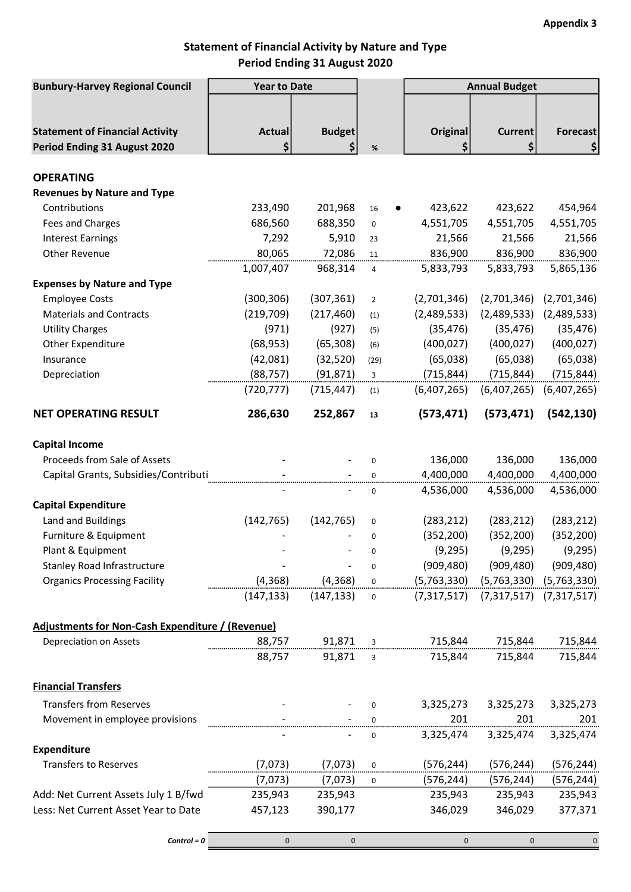**Appendix 3**

## Statement of Financial Activity by Nature and Type
## Period Ending 31 August 2020

| Bunbury-Harvey Regional Council | Year to Date | | | | Annual Budget | | |
|---|---|---|---|---|---|---|---|
| **Statement of Financial Activity Period Ending 31 August 2020** | **Actual $** | **Budget $** | **%** | | **Original $** | **Current $** | **Forecast $** |
| **OPERATING** | | | | | | | |
| **Revenues by Nature and Type** | | | | | | | |
| Contributions | 233,490 | 201,968 | 16 | ● | 423,622 | 423,622 | 454,964 |
| Fees and Charges | 686,560 | 688,350 | 0 | | 4,551,705 | 4,551,705 | 4,551,705 |
| Interest Earnings | 7,292 | 5,910 | 23 | | 21,566 | 21,566 | 21,566 |
| Other Revenue | 80,065 | 72,086 | 11 | | 836,900 | 836,900 | 836,900 |
| | 1,007,407 | 968,314 | 4 | | 5,833,793 | 5,833,793 | 5,865,136 |
| **Expenses by Nature and Type** | | | | | | | |
| Employee Costs | (300,306) | (307,361) | 2 | | (2,701,346) | (2,701,346) | (2,701,346) |
| Materials and Contracts | (219,709) | (217,460) | (1) | | (2,489,533) | (2,489,533) | (2,489,533) |
| Utility Charges | (971) | (927) | (5) | | (35,476) | (35,476) | (35,476) |
| Other Expenditure | (68,953) | (65,308) | (6) | | (400,027) | (400,027) | (400,027) |
| Insurance | (42,081) | (32,520) | (29) | | (65,038) | (65,038) | (65,038) |
| Depreciation | (88,757) | (91,871) | 3 | | (715,844) | (715,844) | (715,844) |
| | (720,777) | (715,447) | (1) | | (6,407,265) | (6,407,265) | (6,407,265) |
| **NET OPERATING RESULT** | **286,630** | **252,867** | **13** | | **(573,471)** | **(573,471)** | **(542,130)** |
| **Capital Income** | | | | | | | |
| Proceeds from Sale of Assets | - | - | 0 | | 136,000 | 136,000 | 136,000 |
| Capital Grants, Subsidies/Contributi | - | - | 0 | | 4,400,000 | 4,400,000 | 4,400,000 |
| | - | - | 0 | | 4,536,000 | 4,536,000 | 4,536,000 |
| **Capital Expenditure** | | | | | | | |
| Land and Buildings | (142,765) | (142,765) | 0 | | (283,212) | (283,212) | (283,212) |
| Furniture & Equipment | - | - | 0 | | (352,200) | (352,200) | (352,200) |
| Plant & Equipment | - | - | 0 | | (9,295) | (9,295) | (9,295) |
| Stanley Road Infrastructure | - | - | 0 | | (909,480) | (909,480) | (909,480) |
| Organics Processing Facility | (4,368) | (4,368) | 0 | | (5,763,330) | (5,763,330) | (5,763,330) |
| | (147,133) | (147,133) | 0 | | (7,317,517) | (7,317,517) | (7,317,517) |
| **Adjustments for Non-Cash Expenditure / (Revenue)** | | | | | | | |
| Depreciation on Assets | 88,757 | 91,871 | 3 | | 715,844 | 715,844 | 715,844 |
| | 88,757 | 91,871 | 3 | | 715,844 | 715,844 | 715,844 |
| **Financial Transfers** | | | | | | | |
| Transfers from Reserves | - | - | 0 | | 3,325,273 | 3,325,273 | 3,325,273 |
| Movement in employee provisions | - | - | 0 | | 201 | 201 | 201 |
| | - | - | 0 | | 3,325,474 | 3,325,474 | 3,325,474 |
| **Expenditure** | | | | | | | |
| Transfers to Reserves | (7,073) | (7,073) | 0 | | (576,244) | (576,244) | (576,244) |
| | (7,073) | (7,073) | 0 | | (576,244) | (576,244) | (576,244) |
| Add: Net Current Assets July 1 B/fwd | 235,943 | 235,943 | | | 235,943 | 235,943 | 235,943 |
| Less: Net Current Asset Year to Date | 457,123 | 390,177 | | | 346,029 | 346,029 | 377,371 |
| *Control = 0* | 0 | 0 | | | 0 | 0 | 0 |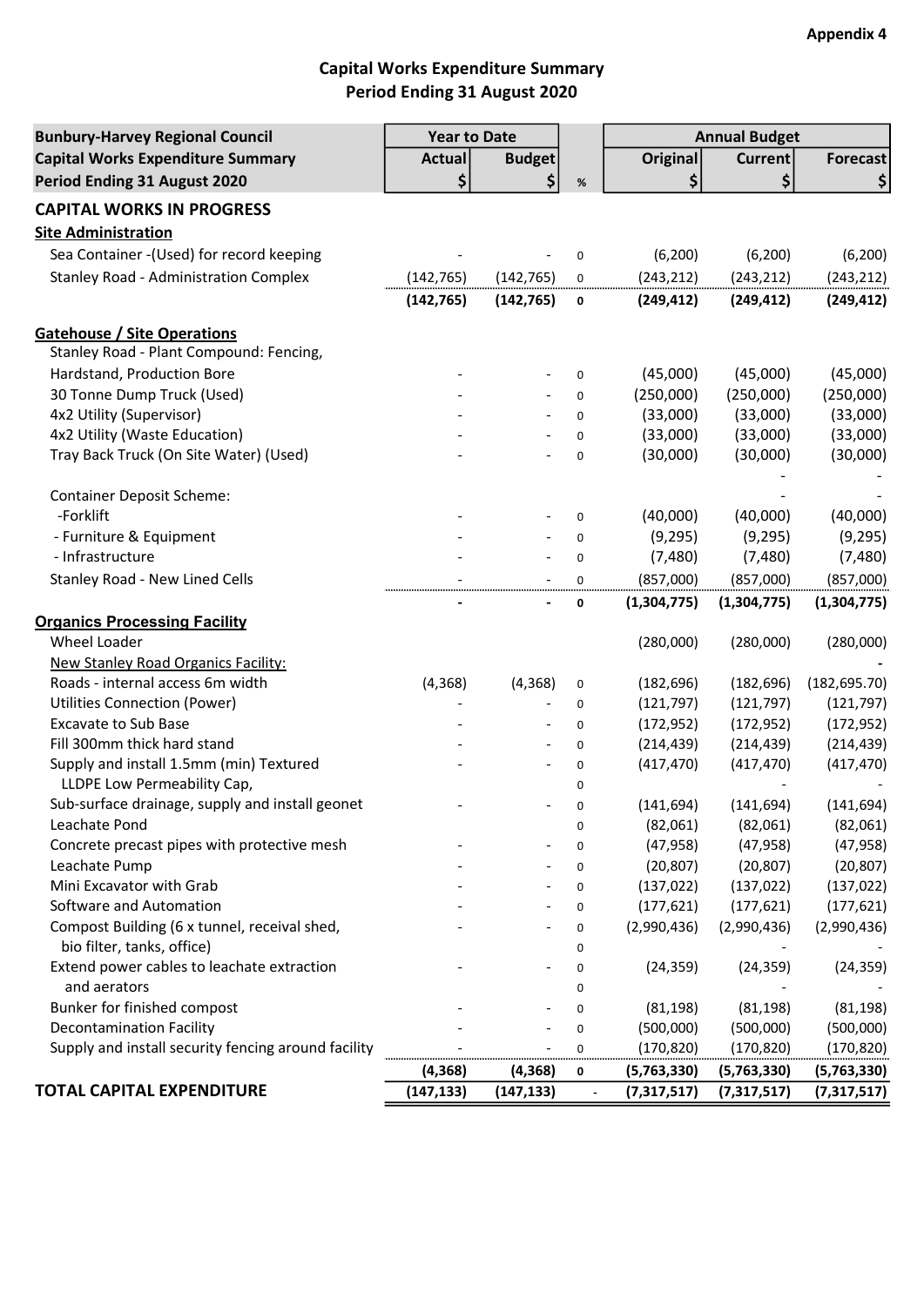**Appendix 4**

## Capital Works Expenditure Summary
## Period Ending 31 August 2020

| Bunbury-Harvey Regional Council<br>Capital Works Expenditure Summary<br>Period Ending 31 August 2020 | Year to Date | | | Annual Budget | | |
|---|---|---|---|---|---|---|
| | Actual<br>$ | Budget<br>$ | % | Original<br>$ | Current<br>$ | Forecast<br>$ |
| **CAPITAL WORKS IN PROGRESS** | | | | | | |
| **Site Administration** | | | | | | |
| Sea Container -(Used) for record keeping | - | - | 0 | (6,200) | (6,200) | (6,200) |
| Stanley Road - Administration Complex | (142,765) | (142,765) | 0 | (243,212) | (243,212) | (243,212) |
| | **(142,765)** | **(142,765)** | **0** | **(249,412)** | **(249,412)** | **(249,412)** |
| **Gatehouse / Site Operations** | | | | | | |
| Stanley Road - Plant Compound: Fencing, | | | | | | |
| Hardstand, Production Bore | - | - | 0 | (45,000) | (45,000) | (45,000) |
| 30 Tonne Dump Truck (Used) | - | - | 0 | (250,000) | (250,000) | (250,000) |
| 4x2 Utility (Supervisor) | - | - | 0 | (33,000) | (33,000) | (33,000) |
| 4x2 Utility (Waste Education) | - | - | 0 | (33,000) | (33,000) | (33,000) |
| Tray Back Truck (On Site Water) (Used) | - | - | 0 | (30,000) | (30,000) | (30,000) |
| | | | | | - | - |
| Container Deposit Scheme: | | | | | - | - |
| -Forklift | - | - | 0 | (40,000) | (40,000) | (40,000) |
| - Furniture & Equipment | - | - | 0 | (9,295) | (9,295) | (9,295) |
| - Infrastructure | - | - | 0 | (7,480) | (7,480) | (7,480) |
| Stanley Road - New Lined Cells | - | - | 0 | (857,000) | (857,000) | (857,000) |
| | **-** | **-** | **0** | **(1,304,775)** | **(1,304,775)** | **(1,304,775)** |
| **Organics Processing Facility** | | | | | | |
| Wheel Loader | | | | (280,000) | (280,000) | (280,000) |
| New Stanley Road Organics Facility: | | | | | | - |
| Roads - internal access 6m width | (4,368) | (4,368) | 0 | (182,696) | (182,696) | (182,695.70) |
| Utilities Connection (Power) | - | - | 0 | (121,797) | (121,797) | (121,797) |
| Excavate to Sub Base | - | - | 0 | (172,952) | (172,952) | (172,952) |
| Fill 300mm thick hard stand | - | - | 0 | (214,439) | (214,439) | (214,439) |
| Supply and install 1.5mm (min) Textured | - | - | 0 | (417,470) | (417,470) | (417,470) |
| LLDPE Low Permeability Cap, | | | 0 | | - | - |
| Sub-surface drainage, supply and install geonet | - | - | 0 | (141,694) | (141,694) | (141,694) |
| Leachate Pond | | | 0 | (82,061) | (82,061) | (82,061) |
| Concrete precast pipes with protective mesh | - | - | 0 | (47,958) | (47,958) | (47,958) |
| Leachate Pump | - | - | 0 | (20,807) | (20,807) | (20,807) |
| Mini Excavator with Grab | - | - | 0 | (137,022) | (137,022) | (137,022) |
| Software and Automation | - | - | 0 | (177,621) | (177,621) | (177,621) |
| Compost Building (6 x tunnel, receival shed, | - | - | 0 | (2,990,436) | (2,990,436) | (2,990,436) |
| bio filter, tanks, office) | | | 0 | | - | - |
| Extend power cables to leachate extraction | - | - | 0 | (24,359) | (24,359) | (24,359) |
| and aerators | | | 0 | | - | - |
| Bunker for finished compost | - | - | 0 | (81,198) | (81,198) | (81,198) |
| Decontamination Facility | - | - | 0 | (500,000) | (500,000) | (500,000) |
| Supply and install security fencing around facility | - | - | 0 | (170,820) | (170,820) | (170,820) |
| | **(4,368)** | **(4,368)** | **0** | **(5,763,330)** | **(5,763,330)** | **(5,763,330)** |
| **TOTAL CAPITAL EXPENDITURE** | **(147,133)** | **(147,133)** | - | **(7,317,517)** | **(7,317,517)** | **(7,317,517)** |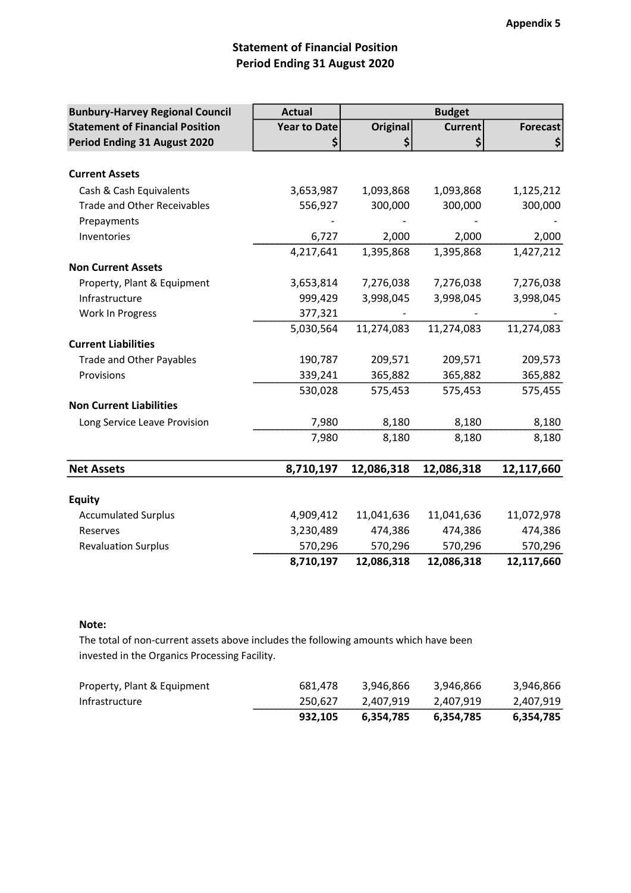**Appendix 5**

# Statement of Financial Position
## Period Ending 31 August 2020

| Bunbury-Harvey Regional Council<br>Statement of Financial Position<br>Period Ending 31 August 2020 | Actual<br>Year to Date<br>$ | Budget<br>Original<br>$ | <br>Current<br>$ | <br>Forecast<br>$ |
|---|---|---|---|---|
| **Current Assets** | | | | |
| Cash & Cash Equivalents | 3,653,987 | 1,093,868 | 1,093,868 | 1,125,212 |
| Trade and Other Receivables | 556,927 | 300,000 | 300,000 | 300,000 |
| Prepayments | - | - | - | - |
| Inventories | 6,727 | 2,000 | 2,000 | 2,000 |
| | 4,217,641 | 1,395,868 | 1,395,868 | 1,427,212 |
| **Non Current Assets** | | | | |
| Property, Plant & Equipment | 3,653,814 | 7,276,038 | 7,276,038 | 7,276,038 |
| Infrastructure | 999,429 | 3,998,045 | 3,998,045 | 3,998,045 |
| Work In Progress | 377,321 | - | - | - |
| | 5,030,564 | 11,274,083 | 11,274,083 | 11,274,083 |
| **Current Liabilities** | | | | |
| Trade and Other Payables | 190,787 | 209,571 | 209,571 | 209,573 |
| Provisions | 339,241 | 365,882 | 365,882 | 365,882 |
| | 530,028 | 575,453 | 575,453 | 575,455 |
| **Non Current Liabilities** | | | | |
| Long Service Leave Provision | 7,980 | 8,180 | 8,180 | 8,180 |
| | 7,980 | 8,180 | 8,180 | 8,180 |
| **Net Assets** | **8,710,197** | **12,086,318** | **12,086,318** | **12,117,660** |
| **Equity** | | | | |
| Accumulated Surplus | 4,909,412 | 11,041,636 | 11,041,636 | 11,072,978 |
| Reserves | 3,230,489 | 474,386 | 474,386 | 474,386 |
| Revaluation Surplus | 570,296 | 570,296 | 570,296 | 570,296 |
| | **8,710,197** | **12,086,318** | **12,086,318** | **12,117,660** |

**Note:**

The total of non-current assets above includes the following amounts which have been invested in the Organics Processing Facility.

| | | | | |
|---|---|---|---|---|
| Property, Plant & Equipment | 681,478 | 3,946,866 | 3,946,866 | 3,946,866 |
| Infrastructure | 250,627 | 2,407,919 | 2,407,919 | 2,407,919 |
| | **932,105** | **6,354,785** | **6,354,785** | **6,354,785** |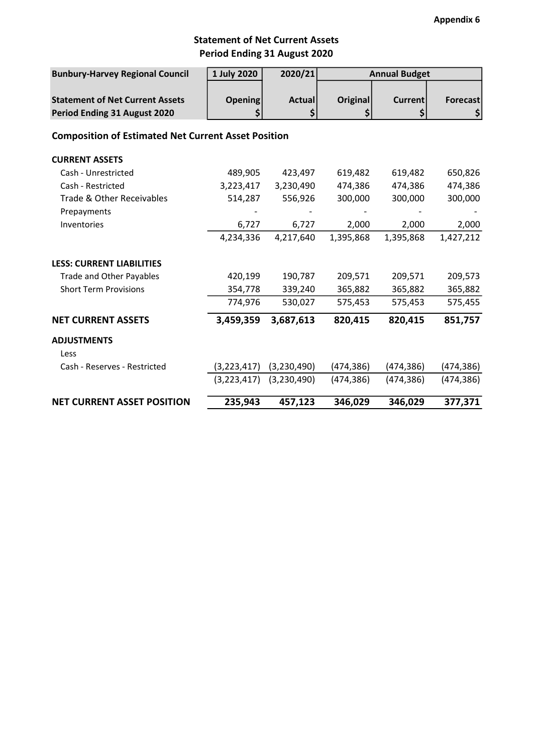**Appendix 6**

## Statement of Net Current Assets
## Period Ending 31 August 2020

| Bunbury-Harvey Regional Council | 1 July 2020 | 2020/21 | Annual Budget | | |
|---|---|---|---|---|---|
| **Statement of Net Current Assets Period Ending 31 August 2020** | **Opening $** | **Actual $** | **Original $** | **Current $** | **Forecast $** |
| **Composition of Estimated Net Current Asset Position** | | | | | |
| **CURRENT ASSETS** | | | | | |
| Cash - Unrestricted | 489,905 | 423,497 | 619,482 | 619,482 | 650,826 |
| Cash - Restricted | 3,223,417 | 3,230,490 | 474,386 | 474,386 | 474,386 |
| Trade & Other Receivables | 514,287 | 556,926 | 300,000 | 300,000 | 300,000 |
| Prepayments | - | - | - | - | - |
| Inventories | 6,727 | 6,727 | 2,000 | 2,000 | 2,000 |
| | 4,234,336 | 4,217,640 | 1,395,868 | 1,395,868 | 1,427,212 |
| **LESS: CURRENT LIABILITIES** | | | | | |
| Trade and Other Payables | 420,199 | 190,787 | 209,571 | 209,571 | 209,573 |
| Short Term Provisions | 354,778 | 339,240 | 365,882 | 365,882 | 365,882 |
| | 774,976 | 530,027 | 575,453 | 575,453 | 575,455 |
| **NET CURRENT ASSETS** | **3,459,359** | **3,687,613** | **820,415** | **820,415** | **851,757** |
| **ADJUSTMENTS** | | | | | |
| Less | | | | | |
| Cash - Reserves - Restricted | (3,223,417) | (3,230,490) | (474,386) | (474,386) | (474,386) |
| | (3,223,417) | (3,230,490) | (474,386) | (474,386) | (474,386) |
| **NET CURRENT ASSET POSITION** | **235,943** | **457,123** | **346,029** | **346,029** | **377,371** |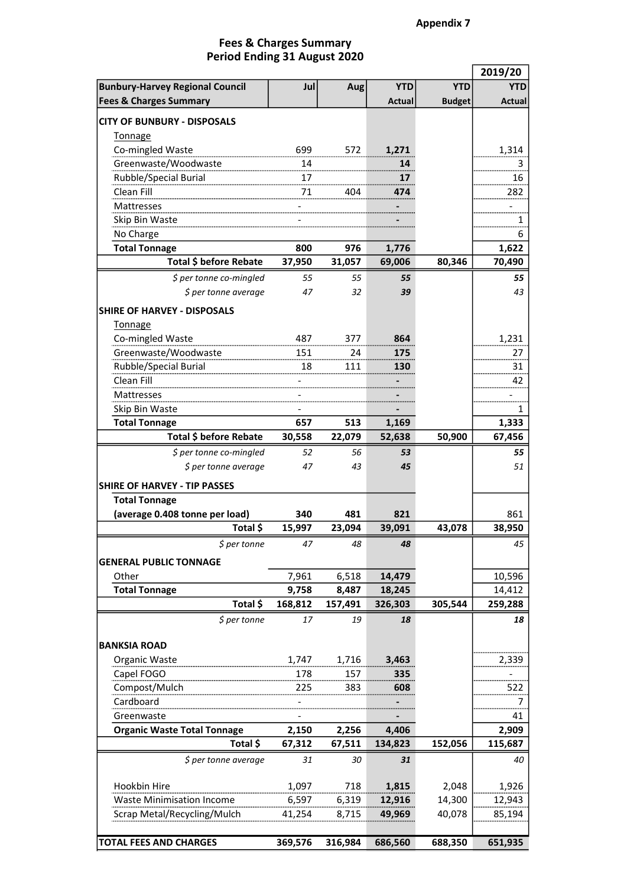**Appendix 7**

## Fees & Charges Summary
## Period Ending 31 August 2020

| Bunbury-Harvey Regional Council Fees & Charges Summary | Jul | Aug | YTD Actual | YTD Budget | 2019/20 YTD Actual |
|---|---|---|---|---|---|
| **CITY OF BUNBURY - DISPOSALS** | | | | | |
| Tonnage | | | | | |
| Co-mingled Waste | 699 | 572 | **1,271** | | 1,314 |
| Greenwaste/Woodwaste | 14 | | **14** | | 3 |
| Rubble/Special Burial | 17 | | **17** | | 16 |
| Clean Fill | 71 | 404 | **474** | | 282 |
| Mattresses | - | | **-** | | - |
| Skip Bin Waste | - | | **-** | | 1 |
| No Charge | | | | | 6 |
| **Total Tonnage** | **800** | **976** | **1,776** | | **1,622** |
| **Total $ before Rebate** | **37,950** | **31,057** | **69,006** | **80,346** | **70,490** |
| *$ per tonne co-mingled* | *55* | *55* | ***55*** | | ***55*** |
| *$ per tonne average* | *47* | *32* | ***39*** | | *43* |
| **SHIRE OF HARVEY - DISPOSALS** | | | | | |
| Tonnage | | | | | |
| Co-mingled Waste | 487 | 377 | **864** | | 1,231 |
| Greenwaste/Woodwaste | 151 | 24 | **175** | | 27 |
| Rubble/Special Burial | 18 | 111 | **130** | | 31 |
| Clean Fill | - | | **-** | | 42 |
| Mattresses | - | | **-** | | - |
| Skip Bin Waste | - | | **-** | | 1 |
| **Total Tonnage** | **657** | **513** | **1,169** | | **1,333** |
| **Total $ before Rebate** | **30,558** | **22,079** | **52,638** | **50,900** | **67,456** |
| *$ per tonne co-mingled* | *52* | *56* | ***53*** | | ***55*** |
| *$ per tonne average* | *47* | *43* | ***45*** | | *51* |
| **SHIRE OF HARVEY - TIP PASSES** | | | | | |
| **Total Tonnage** | | | | | |
| **(average 0.408 tonne per load)** | **340** | **481** | **821** | | 861 |
| **Total $** | **15,997** | **23,094** | **39,091** | **43,078** | **38,950** |
| *$ per tonne* | *47* | *48* | ***48*** | | *45* |
| **GENERAL PUBLIC TONNAGE** | | | | | |
| Other | 7,961 | 6,518 | **14,479** | | 10,596 |
| **Total Tonnage** | **9,758** | **8,487** | **18,245** | | 14,412 |
| **Total $** | **168,812** | **157,491** | **326,303** | **305,544** | **259,288** |
| *$ per tonne* | *17* | *19* | ***18*** | | ***18*** |
| **BANKSIA ROAD** | | | | | |
| Organic Waste | 1,747 | 1,716 | **3,463** | | 2,339 |
| Capel FOGO | 178 | 157 | **335** | | - |
| Compost/Mulch | 225 | 383 | **608** | | 522 |
| Cardboard | - | | **-** | | 7 |
| Greenwaste | - | | **-** | | 41 |
| **Organic Waste Total Tonnage** | **2,150** | **2,256** | **4,406** | | **2,909** |
| **Total $** | **67,312** | **67,511** | **134,823** | **152,056** | **115,687** |
| *$ per tonne average* | *31* | *30* | ***31*** | | *40* |
| Hookbin Hire | 1,097 | 718 | **1,815** | 2,048 | 1,926 |
| Waste Minimisation Income | 6,597 | 6,319 | **12,916** | 14,300 | 12,943 |
| Scrap Metal/Recycling/Mulch | 41,254 | 8,715 | **49,969** | 40,078 | 85,194 |
| **TOTAL FEES AND CHARGES** | **369,576** | **316,984** | **686,560** | **688,350** | **651,935** |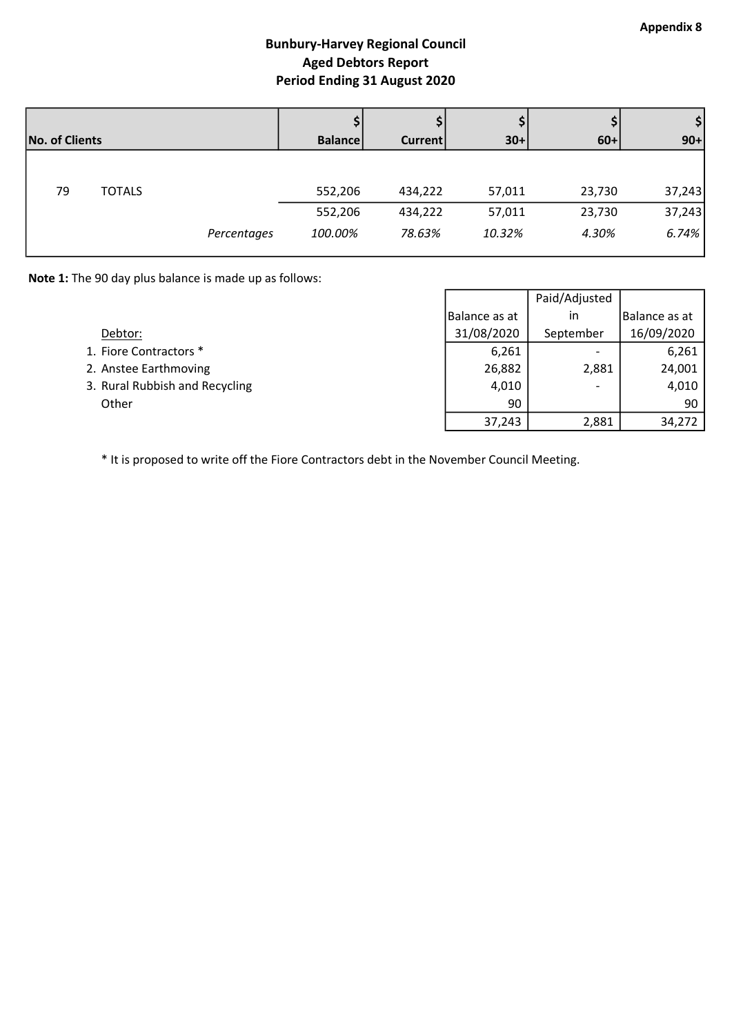Appendix 8

# Bunbury-Harvey Regional Council
## Aged Debtors Report
## Period Ending 31 August 2020

| No. of Clients | | $ Balance | $ Current | $ 30+ | $ 60+ | $ 90+ |
|---|---|---|---|---|---|---|
| 79 | TOTALS | 552,206 | 434,222 | 57,011 | 23,730 | 37,243 |
| | | 552,206 | 434,222 | 57,011 | 23,730 | 37,243 |
| | *Percentages* | *100.00%* | *78.63%* | *10.32%* | *4.30%* | *6.74%* |

**Note 1:** The 90 day plus balance is made up as follows:

| Debtor: | Balance as at 31/08/2020 | Paid/Adjusted in September | Balance as at 16/09/2020 |
|---|---|---|---|
| 1. Fiore Contractors * | 6,261 | - | 6,261 |
| 2. Anstee Earthmoving | 26,882 | 2,881 | 24,001 |
| 3. Rural Rubbish and Recycling | 4,010 | - | 4,010 |
| Other | 90 | | 90 |
| | 37,243 | 2,881 | 34,272 |

* It is proposed to write off the Fiore Contractors debt in the November Council Meeting.